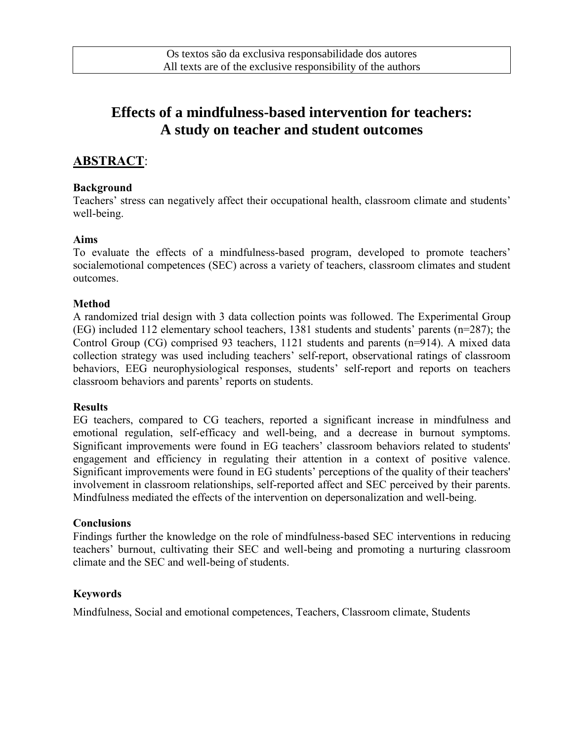Os textos são da exclusiva responsabilidade dos autores
All texts are of the exclusive responsibility of the authors

# Effects of a mindfulness-based intervention for teachers: A study on teacher and student outcomes

## ABSTRACT:

### Background

Teachers' stress can negatively affect their occupational health, classroom climate and students' well-being.

### Aims

To evaluate the effects of a mindfulness-based program, developed to promote teachers' socialemotional competences (SEC) across a variety of teachers, classroom climates and student outcomes.

### Method

A randomized trial design with 3 data collection points was followed. The Experimental Group (EG) included 112 elementary school teachers, 1381 students and students' parents (n=287); the Control Group (CG) comprised 93 teachers, 1121 students and parents (n=914). A mixed data collection strategy was used including teachers' self-report, observational ratings of classroom behaviors, EEG neurophysiological responses, students' self-report and reports on teachers classroom behaviors and parents' reports on students.

### Results

EG teachers, compared to CG teachers, reported a significant increase in mindfulness and emotional regulation, self-efficacy and well-being, and a decrease in burnout symptoms. Significant improvements were found in EG teachers' classroom behaviors related to students' engagement and efficiency in regulating their attention in a context of positive valence. Significant improvements were found in EG students' perceptions of the quality of their teachers' involvement in classroom relationships, self-reported affect and SEC perceived by their parents. Mindfulness mediated the effects of the intervention on depersonalization and well-being.

### Conclusions

Findings further the knowledge on the role of mindfulness-based SEC interventions in reducing teachers' burnout, cultivating their SEC and well-being and promoting a nurturing classroom climate and the SEC and well-being of students.

### Keywords

Mindfulness, Social and emotional competences, Teachers, Classroom climate, Students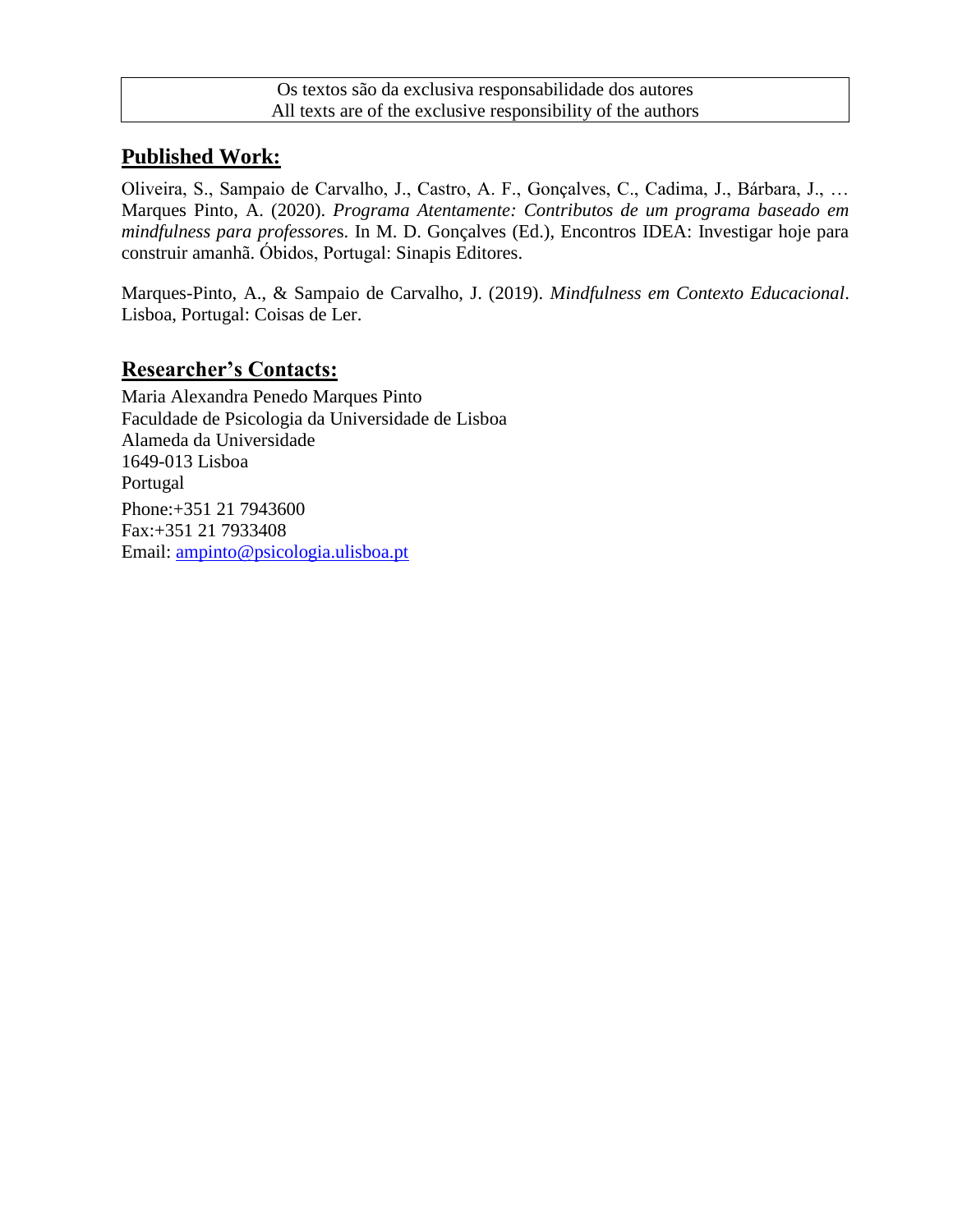Os textos são da exclusiva responsabilidade dos autores
All texts are of the exclusive responsibility of the authors

## Published Work:

Oliveira, S., Sampaio de Carvalho, J., Castro, A. F., Gonçalves, C., Cadima, J., Bárbara, J., … Marques Pinto, A. (2020). *Programa Atentamente: Contributos de um programa baseado em mindfulness para professore*s. In M. D. Gonçalves (Ed.), Encontros IDEA: Investigar hoje para construir amanhã. Óbidos, Portugal: Sinapis Editores.

Marques-Pinto, A., & Sampaio de Carvalho, J. (2019). *Mindfulness em Contexto Educacional*. Lisboa, Portugal: Coisas de Ler.

## Researcher's Contacts:

Maria Alexandra Penedo Marques Pinto
Faculdade de Psicologia da Universidade de Lisboa
Alameda da Universidade
1649-013 Lisboa
Portugal
Phone:+351 21 7943600
Fax:+351 21 7933408
Email: ampinto@psicologia.ulisboa.pt